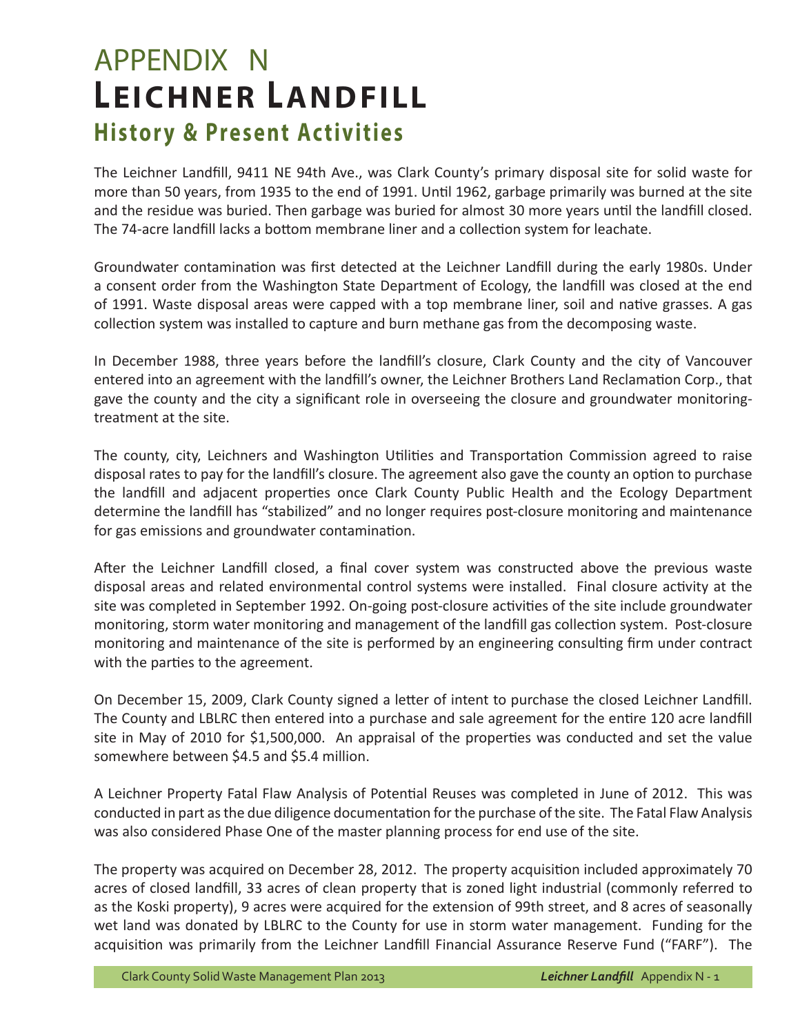# APPENDIX N
# Leichner Landfill
## History & Present Activities

The Leichner Landfill, 9411 NE 94th Ave., was Clark County's primary disposal site for solid waste for more than 50 years, from 1935 to the end of 1991. Until 1962, garbage primarily was burned at the site and the residue was buried. Then garbage was buried for almost 30 more years until the landfill closed. The 74-acre landfill lacks a bottom membrane liner and a collection system for leachate.

Groundwater contamination was first detected at the Leichner Landfill during the early 1980s. Under a consent order from the Washington State Department of Ecology, the landfill was closed at the end of 1991. Waste disposal areas were capped with a top membrane liner, soil and native grasses. A gas collection system was installed to capture and burn methane gas from the decomposing waste.

In December 1988, three years before the landfill's closure, Clark County and the city of Vancouver entered into an agreement with the landfill's owner, the Leichner Brothers Land Reclamation Corp., that gave the county and the city a significant role in overseeing the closure and groundwater monitoring-treatment at the site.

The county, city, Leichners and Washington Utilities and Transportation Commission agreed to raise disposal rates to pay for the landfill's closure. The agreement also gave the county an option to purchase the landfill and adjacent properties once Clark County Public Health and the Ecology Department determine the landfill has "stabilized" and no longer requires post-closure monitoring and maintenance for gas emissions and groundwater contamination.

After the Leichner Landfill closed, a final cover system was constructed above the previous waste disposal areas and related environmental control systems were installed. Final closure activity at the site was completed in September 1992. On-going post-closure activities of the site include groundwater monitoring, storm water monitoring and management of the landfill gas collection system. Post-closure monitoring and maintenance of the site is performed by an engineering consulting firm under contract with the parties to the agreement.

On December 15, 2009, Clark County signed a letter of intent to purchase the closed Leichner Landfill. The County and LBLRC then entered into a purchase and sale agreement for the entire 120 acre landfill site in May of 2010 for $1,500,000. An appraisal of the properties was conducted and set the value somewhere between $4.5 and $5.4 million.

A Leichner Property Fatal Flaw Analysis of Potential Reuses was completed in June of 2012. This was conducted in part as the due diligence documentation for the purchase of the site. The Fatal Flaw Analysis was also considered Phase One of the master planning process for end use of the site.

The property was acquired on December 28, 2012. The property acquisition included approximately 70 acres of closed landfill, 33 acres of clean property that is zoned light industrial (commonly referred to as the Koski property), 9 acres were acquired for the extension of 99th street, and 8 acres of seasonally wet land was donated by LBLRC to the County for use in storm water management. Funding for the acquisition was primarily from the Leichner Landfill Financial Assurance Reserve Fund ("FARF"). The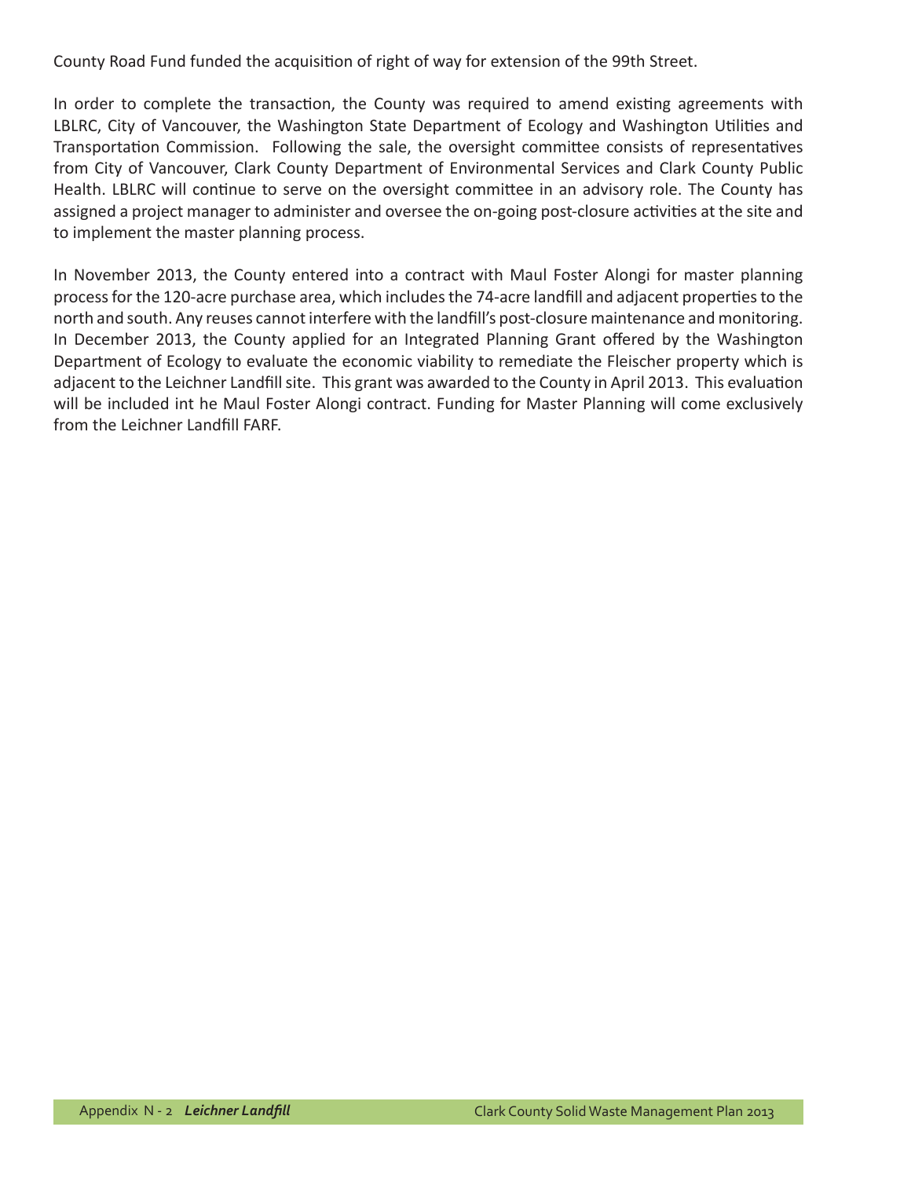County Road Fund funded the acquisition of right of way for extension of the 99th Street.

In order to complete the transaction, the County was required to amend existing agreements with LBLRC, City of Vancouver, the Washington State Department of Ecology and Washington Utilities and Transportation Commission. Following the sale, the oversight committee consists of representatives from City of Vancouver, Clark County Department of Environmental Services and Clark County Public Health. LBLRC will continue to serve on the oversight committee in an advisory role. The County has assigned a project manager to administer and oversee the on-going post-closure activities at the site and to implement the master planning process.

In November 2013, the County entered into a contract with Maul Foster Alongi for master planning process for the 120-acre purchase area, which includes the 74-acre landfill and adjacent properties to the north and south. Any reuses cannot interfere with the landfill's post-closure maintenance and monitoring. In December 2013, the County applied for an Integrated Planning Grant offered by the Washington Department of Ecology to evaluate the economic viability to remediate the Fleischer property which is adjacent to the Leichner Landfill site. This grant was awarded to the County in April 2013. This evaluation will be included int he Maul Foster Alongi contract. Funding for Master Planning will come exclusively from the Leichner Landfill FARF.